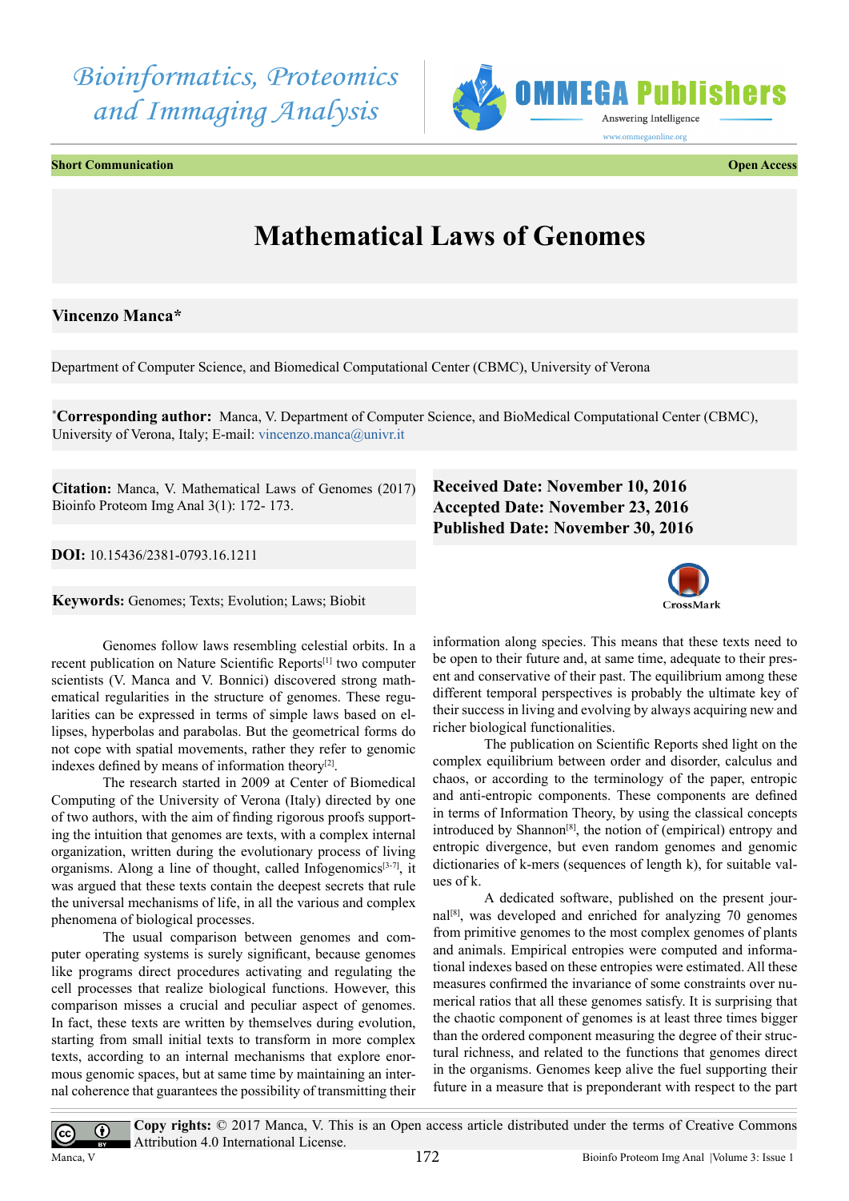**Short Communication** **Open Access**

# Mathematical Laws of Genomes

**Vincenzo Manca***

Department of Computer Science, and Biomedical Computational Center (CBMC), University of Verona

***Corresponding author:** Manca, V. Department of Computer Science, and BioMedical Computational Center (CBMC), University of Verona, Italy; E-mail: vincenzo.manca@univr.it

**Citation:** Manca, V. Mathematical Laws of Genomes (2017) Bioinfo Proteom Img Anal 3(1): 172- 173.

**Received Date: November 10, 2016**
**Accepted Date: November 23, 2016**
**Published Date: November 30, 2016**

**DOI:** 10.15436/2381-0793.16.1211

**Keywords:** Genomes; Texts; Evolution; Laws; Biobit

Genomes follow laws resembling celestial orbits. In a recent publication on Nature Scientific Reports[1] two computer scientists (V. Manca and V. Bonnici) discovered strong mathematical regularities in the structure of genomes. These regularities can be expressed in terms of simple laws based on ellipses, hyperbolas and parabolas. But the geometrical forms do not cope with spatial movements, rather they refer to genomic indexes defined by means of information theory[2].

The research started in 2009 at Center of Biomedical Computing of the University of Verona (Italy) directed by one of two authors, with the aim of finding rigorous proofs supporting the intuition that genomes are texts, with a complex internal organization, written during the evolutionary process of living organisms. Along a line of thought, called Infogenomics[3-7], it was argued that these texts contain the deepest secrets that rule the universal mechanisms of life, in all the various and complex phenomena of biological processes.

The usual comparison between genomes and computer operating systems is surely significant, because genomes like programs direct procedures activating and regulating the cell processes that realize biological functions. However, this comparison misses a crucial and peculiar aspect of genomes. In fact, these texts are written by themselves during evolution, starting from small initial texts to transform in more complex texts, according to an internal mechanisms that explore enormous genomic spaces, but at same time by maintaining an internal coherence that guarantees the possibility of transmitting their information along species. This means that these texts need to be open to their future and, at same time, adequate to their present and conservative of their past. The equilibrium among these different temporal perspectives is probably the ultimate key of their success in living and evolving by always acquiring new and richer biological functionalities.

The publication on Scientific Reports shed light on the complex equilibrium between order and disorder, calculus and chaos, or according to the terminology of the paper, entropic and anti-entropic components. These components are defined in terms of Information Theory, by using the classical concepts introduced by Shannon[8], the notion of (empirical) entropy and entropic divergence, but even random genomes and genomic dictionaries of k-mers (sequences of length k), for suitable values of k.

A dedicated software, published on the present journal[8], was developed and enriched for analyzing 70 genomes from primitive genomes to the most complex genomes of plants and animals. Empirical entropies were computed and informational indexes based on these entropies were estimated. All these measures confirmed the invariance of some constraints over numerical ratios that all these genomes satisfy. It is surprising that the chaotic component of genomes is at least three times bigger than the ordered component measuring the degree of their structural richness, and related to the functions that genomes direct in the organisms. Genomes keep alive the fuel supporting their future in a measure that is preponderant with respect to the part

**Copy rights:** © 2017 Manca, V. This is an Open access article distributed under the terms of Creative Commons Attribution 4.0 International License.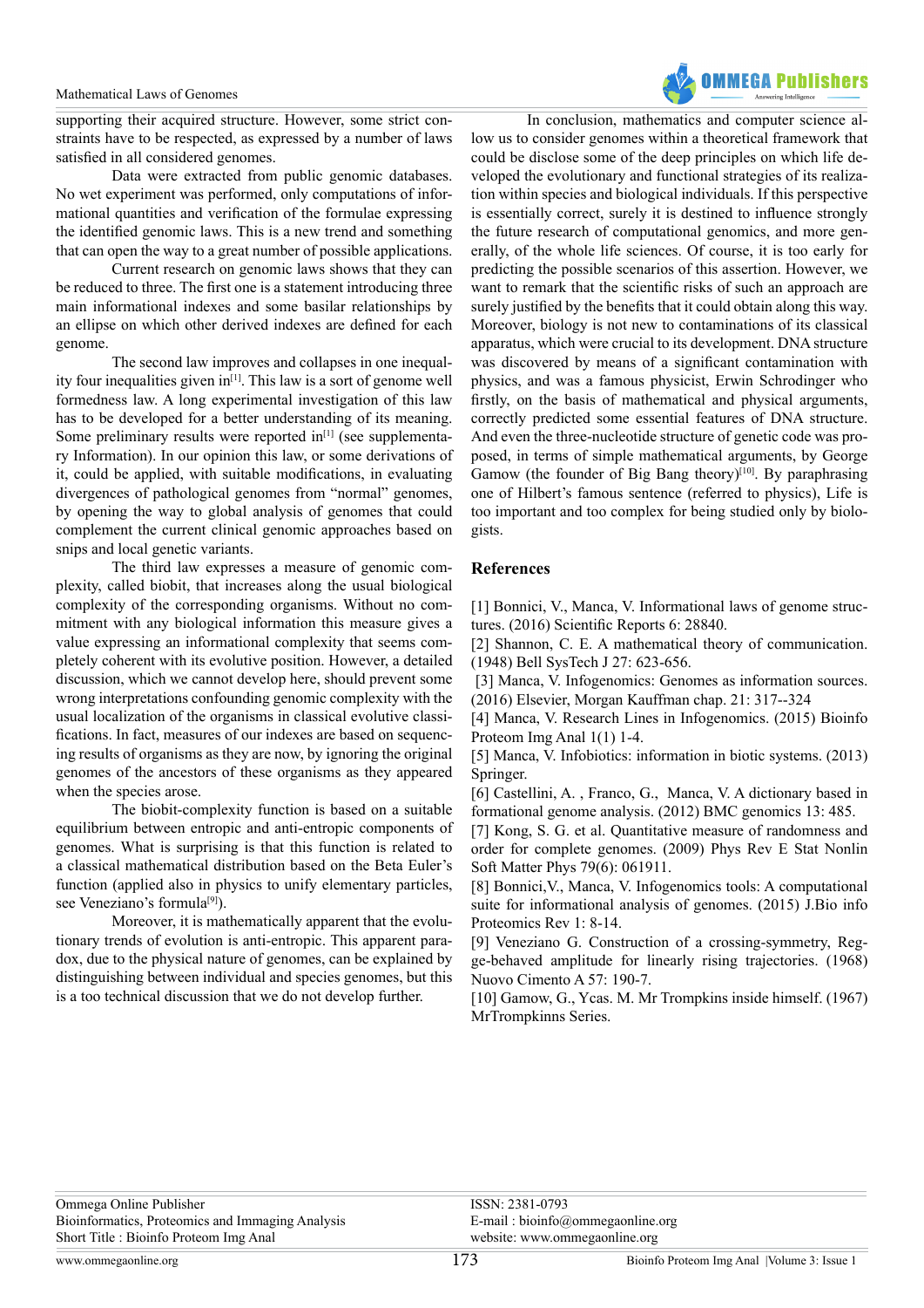supporting their acquired structure. However, some strict constraints have to be respected, as expressed by a number of laws satisfied in all considered genomes.

Data were extracted from public genomic databases. No wet experiment was performed, only computations of informational quantities and verification of the formulae expressing the identified genomic laws. This is a new trend and something that can open the way to a great number of possible applications.

Current research on genomic laws shows that they can be reduced to three. The first one is a statement introducing three main informational indexes and some basilar relationships by an ellipse on which other derived indexes are defined for each genome.

The second law improves and collapses in one inequality four inequalities given in[1]. This law is a sort of genome well formedness law. A long experimental investigation of this law has to be developed for a better understanding of its meaning. Some preliminary results were reported in[1] (see supplementary Information). In our opinion this law, or some derivations of it, could be applied, with suitable modifications, in evaluating divergences of pathological genomes from "normal" genomes, by opening the way to global analysis of genomes that could complement the current clinical genomic approaches based on snips and local genetic variants.

The third law expresses a measure of genomic complexity, called biobit, that increases along the usual biological complexity of the corresponding organisms. Without no commitment with any biological information this measure gives a value expressing an informational complexity that seems completely coherent with its evolutive position. However, a detailed discussion, which we cannot develop here, should prevent some wrong interpretations confounding genomic complexity with the usual localization of the organisms in classical evolutive classifications. In fact, measures of our indexes are based on sequencing results of organisms as they are now, by ignoring the original genomes of the ancestors of these organisms as they appeared when the species arose.

The biobit-complexity function is based on a suitable equilibrium between entropic and anti-entropic components of genomes. What is surprising is that this function is related to a classical mathematical distribution based on the Beta Euler's function (applied also in physics to unify elementary particles, see Veneziano's formula[9]).

Moreover, it is mathematically apparent that the evolutionary trends of evolution is anti-entropic. This apparent paradox, due to the physical nature of genomes, can be explained by distinguishing between individual and species genomes, but this is a too technical discussion that we do not develop further.

In conclusion, mathematics and computer science allow us to consider genomes within a theoretical framework that could be disclose some of the deep principles on which life developed the evolutionary and functional strategies of its realization within species and biological individuals. If this perspective is essentially correct, surely it is destined to influence strongly the future research of computational genomics, and more generally, of the whole life sciences. Of course, it is too early for predicting the possible scenarios of this assertion. However, we want to remark that the scientific risks of such an approach are surely justified by the benefits that it could obtain along this way. Moreover, biology is not new to contaminations of its classical apparatus, which were crucial to its development. DNA structure was discovered by means of a significant contamination with physics, and was a famous physicist, Erwin Schrodinger who firstly, on the basis of mathematical and physical arguments, correctly predicted some essential features of DNA structure. And even the three-nucleotide structure of genetic code was proposed, in terms of simple mathematical arguments, by George Gamow (the founder of Big Bang theory)[10]. By paraphrasing one of Hilbert's famous sentence (referred to physics), Life is too important and too complex for being studied only by biologists.

## References

[1] Bonnici, V., Manca, V. Informational laws of genome structures. (2016) Scientific Reports 6: 28840.

[2] Shannon, C. E. A mathematical theory of communication. (1948) Bell SysTech J 27: 623-656.

[3] Manca, V. Infogenomics: Genomes as information sources. (2016) Elsevier, Morgan Kauffman chap. 21: 317--324

[4] Manca, V. Research Lines in Infogenomics. (2015) Bioinfo Proteom Img Anal 1(1) 1-4.

[5] Manca, V. Infobiotics: information in biotic systems. (2013) Springer.

[6] Castellini, A. , Franco, G., Manca, V. A dictionary based in formational genome analysis. (2012) BMC genomics 13: 485.

[7] Kong, S. G. et al. Quantitative measure of randomness and order for complete genomes. (2009) Phys Rev E Stat Nonlin Soft Matter Phys 79(6): 061911.

[8] Bonnici,V., Manca, V. Infogenomics tools: A computational suite for informational analysis of genomes. (2015) J.Bio info Proteomics Rev 1: 8-14.

[9] Veneziano G. Construction of a crossing-symmetry, Regge-behaved amplitude for linearly rising trajectories. (1968) Nuovo Cimento A 57: 190-7.

[10] Gamow, G., Ycas. M. Mr Trompkins inside himself. (1967) MrTrompkinns Series.